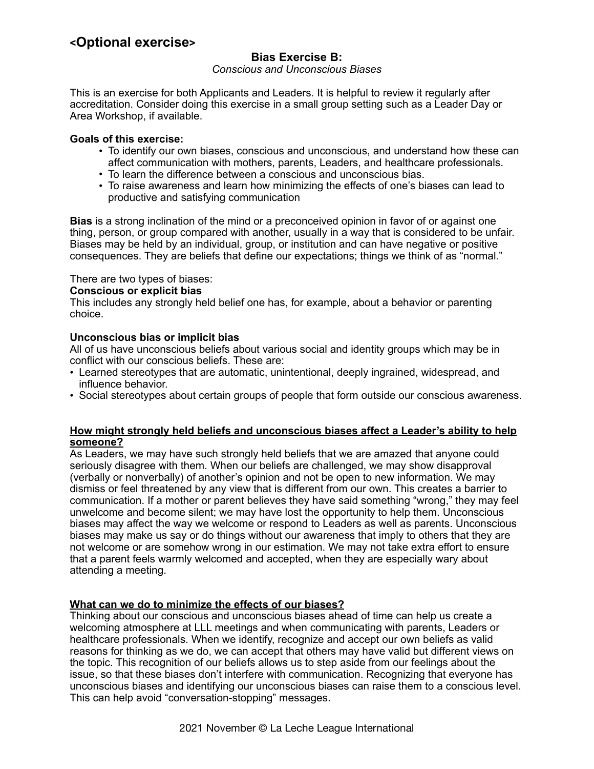## <Optional exercise>

### Bias Exercise B:

*Conscious and Unconscious Biases*

This is an exercise for both Applicants and Leaders. It is helpful to review it regularly after accreditation. Consider doing this exercise in a small group setting such as a Leader Day or Area Workshop, if available.

**Goals of this exercise:**

- To identify our own biases, conscious and unconscious, and understand how these can affect communication with mothers, parents, Leaders, and healthcare professionals.
- To learn the difference between a conscious and unconscious bias.
- To raise awareness and learn how minimizing the effects of one's biases can lead to productive and satisfying communication

**Bias** is a strong inclination of the mind or a preconceived opinion in favor of or against one thing, person, or group compared with another, usually in a way that is considered to be unfair. Biases may be held by an individual, group, or institution and can have negative or positive consequences. They are beliefs that define our expectations; things we think of as "normal."

There are two types of biases:

**Conscious or explicit bias**

This includes any strongly held belief one has, for example, about a behavior or parenting choice.

**Unconscious bias or implicit bias**

All of us have unconscious beliefs about various social and identity groups which may be in conflict with our conscious beliefs. These are:

- Learned stereotypes that are automatic, unintentional, deeply ingrained, widespread, and influence behavior.
- Social stereotypes about certain groups of people that form outside our conscious awareness.

**<u>How might strongly held beliefs and unconscious biases affect a Leader's ability to help someone?</u>**

As Leaders, we may have such strongly held beliefs that we are amazed that anyone could seriously disagree with them. When our beliefs are challenged, we may show disapproval (verbally or nonverbally) of another's opinion and not be open to new information. We may dismiss or feel threatened by any view that is different from our own. This creates a barrier to communication. If a mother or parent believes they have said something "wrong," they may feel unwelcome and become silent; we may have lost the opportunity to help them. Unconscious biases may affect the way we welcome or respond to Leaders as well as parents. Unconscious biases may make us say or do things without our awareness that imply to others that they are not welcome or are somehow wrong in our estimation. We may not take extra effort to ensure that a parent feels warmly welcomed and accepted, when they are especially wary about attending a meeting.

**<u>What can we do to minimize the effects of our biases?</u>**

Thinking about our conscious and unconscious biases ahead of time can help us create a welcoming atmosphere at LLL meetings and when communicating with parents, Leaders or healthcare professionals. When we identify, recognize and accept our own beliefs as valid reasons for thinking as we do, we can accept that others may have valid but different views on the topic. This recognition of our beliefs allows us to step aside from our feelings about the issue, so that these biases don't interfere with communication. Recognizing that everyone has unconscious biases and identifying our unconscious biases can raise them to a conscious level. This can help avoid "conversation-stopping" messages.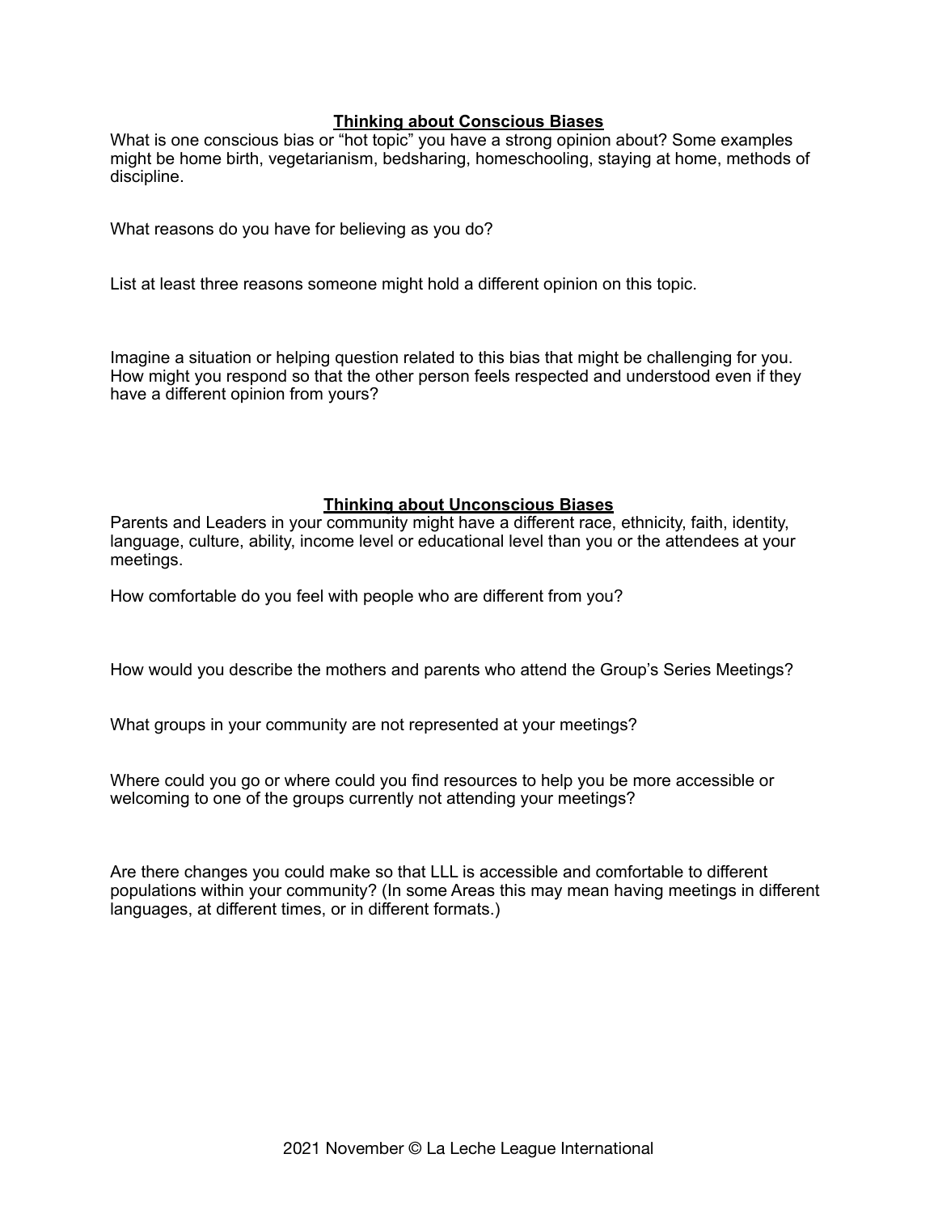## **Thinking about Conscious Biases**

What is one conscious bias or "hot topic" you have a strong opinion about? Some examples might be home birth, vegetarianism, bedsharing, homeschooling, staying at home, methods of discipline.

What reasons do you have for believing as you do?

List at least three reasons someone might hold a different opinion on this topic.

Imagine a situation or helping question related to this bias that might be challenging for you. How might you respond so that the other person feels respected and understood even if they have a different opinion from yours?

## **Thinking about Unconscious Biases**

Parents and Leaders in your community might have a different race, ethnicity, faith, identity, language, culture, ability, income level or educational level than you or the attendees at your meetings.

How comfortable do you feel with people who are different from you?

How would you describe the mothers and parents who attend the Group's Series Meetings?

What groups in your community are not represented at your meetings?

Where could you go or where could you find resources to help you be more accessible or welcoming to one of the groups currently not attending your meetings?

Are there changes you could make so that LLL is accessible and comfortable to different populations within your community? (In some Areas this may mean having meetings in different languages, at different times, or in different formats.)

2021 November © La Leche League International